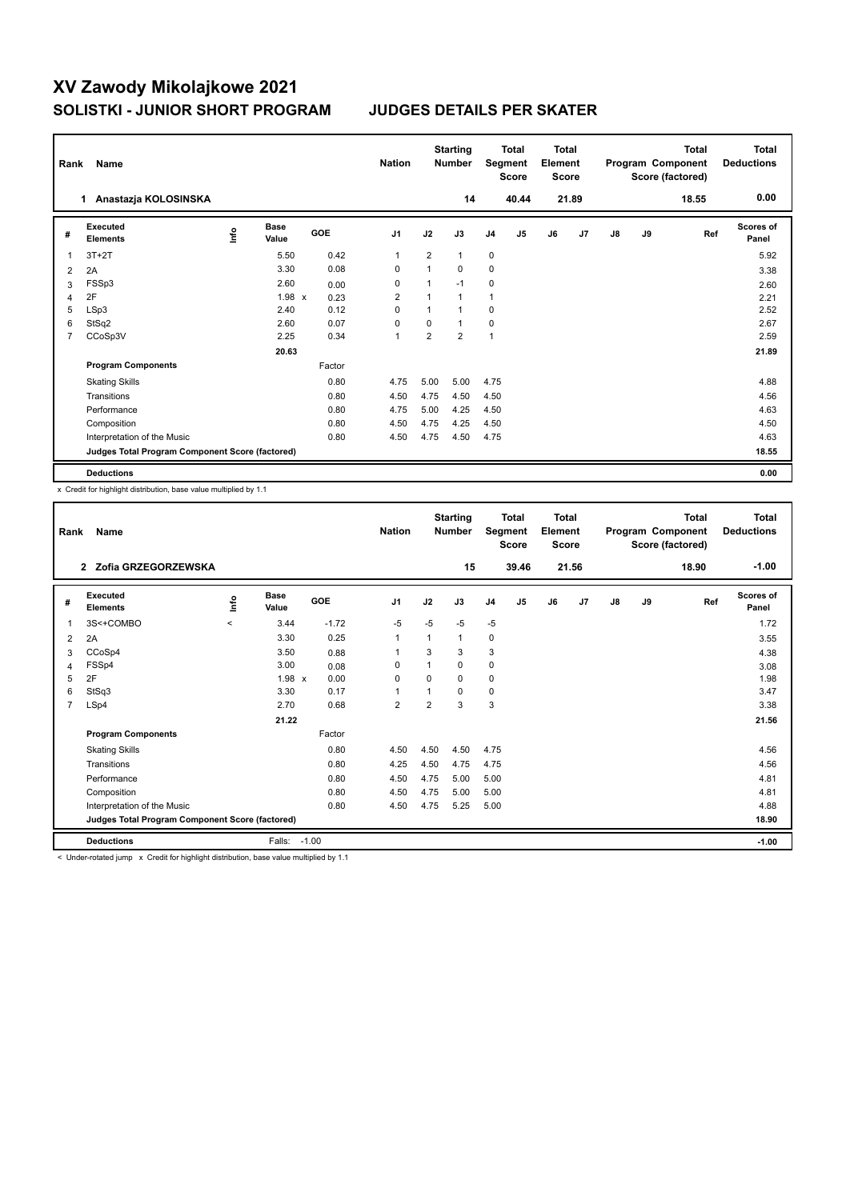# XV Zawody Mikolajkowe 2021

## SOLISTKI - JUNIOR SHORT PROGRAM　　JUDGES DETAILS PER SKATER

| Rank | Name | Nation | Starting Number | Total Segment Score | Total Element Score | Total Program Component Score (factored) | Total Deductions |
|---|---|---|---|---|---|---|---|
| 1 | Anastazja KOLOSINSKA | | 14 | 40.44 | 21.89 | 18.55 | 0.00 |

| # | Executed Elements | Info | Base Value | GOE | J1 | J2 | J3 | J4 | J5 | J6 | J7 | J8 | J9 | Ref | Scores of Panel |
|---|---|---|---|---|---|---|---|---|---|---|---|---|---|---|---|
| 1 | 3T+2T | | 5.50 | 0.42 | 1 | 2 | 1 | 0 | | | | | | | 5.92 |
| 2 | 2A | | 3.30 | 0.08 | 0 | 1 | 0 | 0 | | | | | | | 3.38 |
| 3 | FSSp3 | | 2.60 | 0.00 | 0 | 1 | -1 | 0 | | | | | | | 2.60 |
| 4 | 2F | | 1.98 x | 0.23 | 2 | 1 | 1 | 1 | | | | | | | 2.21 |
| 5 | LSp3 | | 2.40 | 0.12 | 0 | 1 | 1 | 0 | | | | | | | 2.52 |
| 6 | StSq2 | | 2.60 | 0.07 | 0 | 0 | 1 | 0 | | | | | | | 2.67 |
| 7 | CCoSp3V | | 2.25 | 0.34 | 1 | 2 | 2 | 1 | | | | | | | 2.59 |
| | | | 20.63 | | | | | | | | | | | | 21.89 |
| | **Program Components** | | | Factor | | | | | | | | | | | |
| | Skating Skills | | | 0.80 | 4.75 | 5.00 | 5.00 | 4.75 | | | | | | | 4.88 |
| | Transitions | | | 0.80 | 4.50 | 4.75 | 4.50 | 4.50 | | | | | | | 4.56 |
| | Performance | | | 0.80 | 4.75 | 5.00 | 4.25 | 4.50 | | | | | | | 4.63 |
| | Composition | | | 0.80 | 4.50 | 4.75 | 4.25 | 4.50 | | | | | | | 4.50 |
| | Interpretation of the Music | | | 0.80 | 4.50 | 4.75 | 4.50 | 4.75 | | | | | | | 4.63 |
| | **Judges Total Program Component Score (factored)** | | | | | | | | | | | | | | **18.55** |
| | **Deductions** | | | | | | | | | | | | | | **0.00** |

x Credit for highlight distribution, base value multiplied by 1.1

| Rank | Name | Nation | Starting Number | Total Segment Score | Total Element Score | Total Program Component Score (factored) | Total Deductions |
|---|---|---|---|---|---|---|---|
| 2 | Zofia GRZEGORZEWSKA | | 15 | 39.46 | 21.56 | 18.90 | -1.00 |

| # | Executed Elements | Info | Base Value | GOE | J1 | J2 | J3 | J4 | J5 | J6 | J7 | J8 | J9 | Ref | Scores of Panel |
|---|---|---|---|---|---|---|---|---|---|---|---|---|---|---|---|
| 1 | 3S<+COMBO | < | 3.44 | -1.72 | -5 | -5 | -5 | -5 | | | | | | | 1.72 |
| 2 | 2A | | 3.30 | 0.25 | 1 | 1 | 1 | 0 | | | | | | | 3.55 |
| 3 | CCoSp4 | | 3.50 | 0.88 | 1 | 3 | 3 | 3 | | | | | | | 4.38 |
| 4 | FSSp4 | | 3.00 | 0.08 | 0 | 1 | 0 | 0 | | | | | | | 3.08 |
| 5 | 2F | | 1.98 x | 0.00 | 0 | 0 | 0 | 0 | | | | | | | 1.98 |
| 6 | StSq3 | | 3.30 | 0.17 | 1 | 1 | 0 | 0 | | | | | | | 3.47 |
| 7 | LSp4 | | 2.70 | 0.68 | 2 | 2 | 3 | 3 | | | | | | | 3.38 |
| | | | 21.22 | | | | | | | | | | | | 21.56 |
| | **Program Components** | | | Factor | | | | | | | | | | | |
| | Skating Skills | | | 0.80 | 4.50 | 4.50 | 4.50 | 4.75 | | | | | | | 4.56 |
| | Transitions | | | 0.80 | 4.25 | 4.50 | 4.75 | 4.75 | | | | | | | 4.56 |
| | Performance | | | 0.80 | 4.50 | 4.75 | 5.00 | 5.00 | | | | | | | 4.81 |
| | Composition | | | 0.80 | 4.50 | 4.75 | 5.00 | 5.00 | | | | | | | 4.81 |
| | Interpretation of the Music | | | 0.80 | 4.50 | 4.75 | 5.25 | 5.00 | | | | | | | 4.88 |
| | **Judges Total Program Component Score (factored)** | | | | | | | | | | | | | | **18.90** |
| | **Deductions** | | Falls: | -1.00 | | | | | | | | | | | **-1.00** |

< Under-rotated jump x Credit for highlight distribution, base value multiplied by 1.1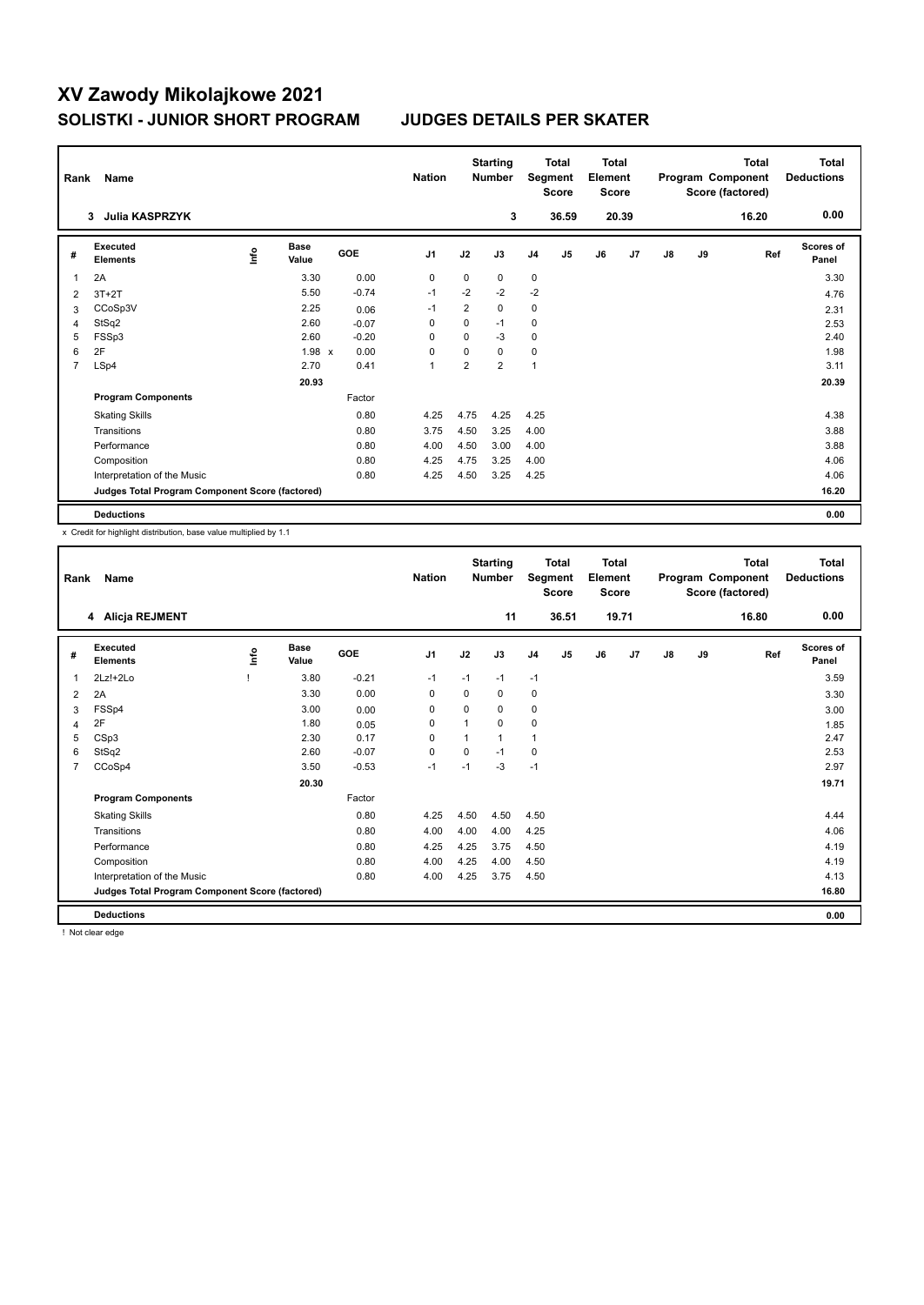# XV Zawody Mikolajkowe 2021

## SOLISTKI - JUNIOR SHORT PROGRAM JUDGES DETAILS PER SKATER

| Rank | Name | Nation | Starting Number | Total Segment Score | Total Element Score | Total Program Component Score (factored) | Total Deductions |
|---|---|---|---|---|---|---|---|
| 3 | Julia KASPRZYK | | 3 | 36.59 | 20.39 | 16.20 | 0.00 |

| # | Executed Elements | Info | Base Value | GOE | J1 | J2 | J3 | J4 | J5 | J6 | J7 | J8 | J9 | Ref | Scores of Panel |
|---|---|---|---|---|---|---|---|---|---|---|---|---|---|---|---|
| 1 | 2A | | 3.30 | 0.00 | 0 | 0 | 0 | 0 | | | | | | | 3.30 |
| 2 | 3T+2T | | 5.50 | -0.74 | -1 | -2 | -2 | -2 | | | | | | | 4.76 |
| 3 | CCoSp3V | | 2.25 | 0.06 | -1 | 2 | 0 | 0 | | | | | | | 2.31 |
| 4 | StSq2 | | 2.60 | -0.07 | 0 | 0 | -1 | 0 | | | | | | | 2.53 |
| 5 | FSSp3 | | 2.60 | -0.20 | 0 | 0 | -3 | 0 | | | | | | | 2.40 |
| 6 | 2F | | 1.98 x | 0.00 | 0 | 0 | 0 | 0 | | | | | | | 1.98 |
| 7 | LSp4 | | 2.70 | 0.41 | 1 | 2 | 2 | 1 | | | | | | | 3.11 |
| | | | 20.93 | | | | | | | | | | | | 20.39 |
| | **Program Components** | | | Factor | | | | | | | | | | | |
| | Skating Skills | | | 0.80 | 4.25 | 4.75 | 4.25 | 4.25 | | | | | | | 4.38 |
| | Transitions | | | 0.80 | 3.75 | 4.50 | 3.25 | 4.00 | | | | | | | 3.88 |
| | Performance | | | 0.80 | 4.00 | 4.50 | 3.00 | 4.00 | | | | | | | 3.88 |
| | Composition | | | 0.80 | 4.25 | 4.75 | 3.25 | 4.00 | | | | | | | 4.06 |
| | Interpretation of the Music | | | 0.80 | 4.25 | 4.50 | 3.25 | 4.25 | | | | | | | 4.06 |
| | **Judges Total Program Component Score (factored)** | | | | | | | | | | | | | | 16.20 |
| | **Deductions** | | | | | | | | | | | | | | 0.00 |

x Credit for highlight distribution, base value multiplied by 1.1

| Rank | Name | Nation | Starting Number | Total Segment Score | Total Element Score | Total Program Component Score (factored) | Total Deductions |
|---|---|---|---|---|---|---|---|
| 4 | Alicja REJMENT | | 11 | 36.51 | 19.71 | 16.80 | 0.00 |

| # | Executed Elements | Info | Base Value | GOE | J1 | J2 | J3 | J4 | J5 | J6 | J7 | J8 | J9 | Ref | Scores of Panel |
|---|---|---|---|---|---|---|---|---|---|---|---|---|---|---|---|
| 1 | 2Lz!+2Lo | ! | 3.80 | -0.21 | -1 | -1 | -1 | -1 | | | | | | | 3.59 |
| 2 | 2A | | 3.30 | 0.00 | 0 | 0 | 0 | 0 | | | | | | | 3.30 |
| 3 | FSSp4 | | 3.00 | 0.00 | 0 | 0 | 0 | 0 | | | | | | | 3.00 |
| 4 | 2F | | 1.80 | 0.05 | 0 | 1 | 0 | 0 | | | | | | | 1.85 |
| 5 | CSp3 | | 2.30 | 0.17 | 0 | 1 | 1 | 1 | | | | | | | 2.47 |
| 6 | StSq2 | | 2.60 | -0.07 | 0 | 0 | -1 | 0 | | | | | | | 2.53 |
| 7 | CCoSp4 | | 3.50 | -0.53 | -1 | -1 | -3 | -1 | | | | | | | 2.97 |
| | | | 20.30 | | | | | | | | | | | | 19.71 |
| | **Program Components** | | | Factor | | | | | | | | | | | |
| | Skating Skills | | | 0.80 | 4.25 | 4.50 | 4.50 | 4.50 | | | | | | | 4.44 |
| | Transitions | | | 0.80 | 4.00 | 4.00 | 4.00 | 4.25 | | | | | | | 4.06 |
| | Performance | | | 0.80 | 4.25 | 4.25 | 3.75 | 4.50 | | | | | | | 4.19 |
| | Composition | | | 0.80 | 4.00 | 4.25 | 4.00 | 4.50 | | | | | | | 4.19 |
| | Interpretation of the Music | | | 0.80 | 4.00 | 4.25 | 3.75 | 4.50 | | | | | | | 4.13 |
| | **Judges Total Program Component Score (factored)** | | | | | | | | | | | | | | 16.80 |
| | **Deductions** | | | | | | | | | | | | | | 0.00 |

! Not clear edge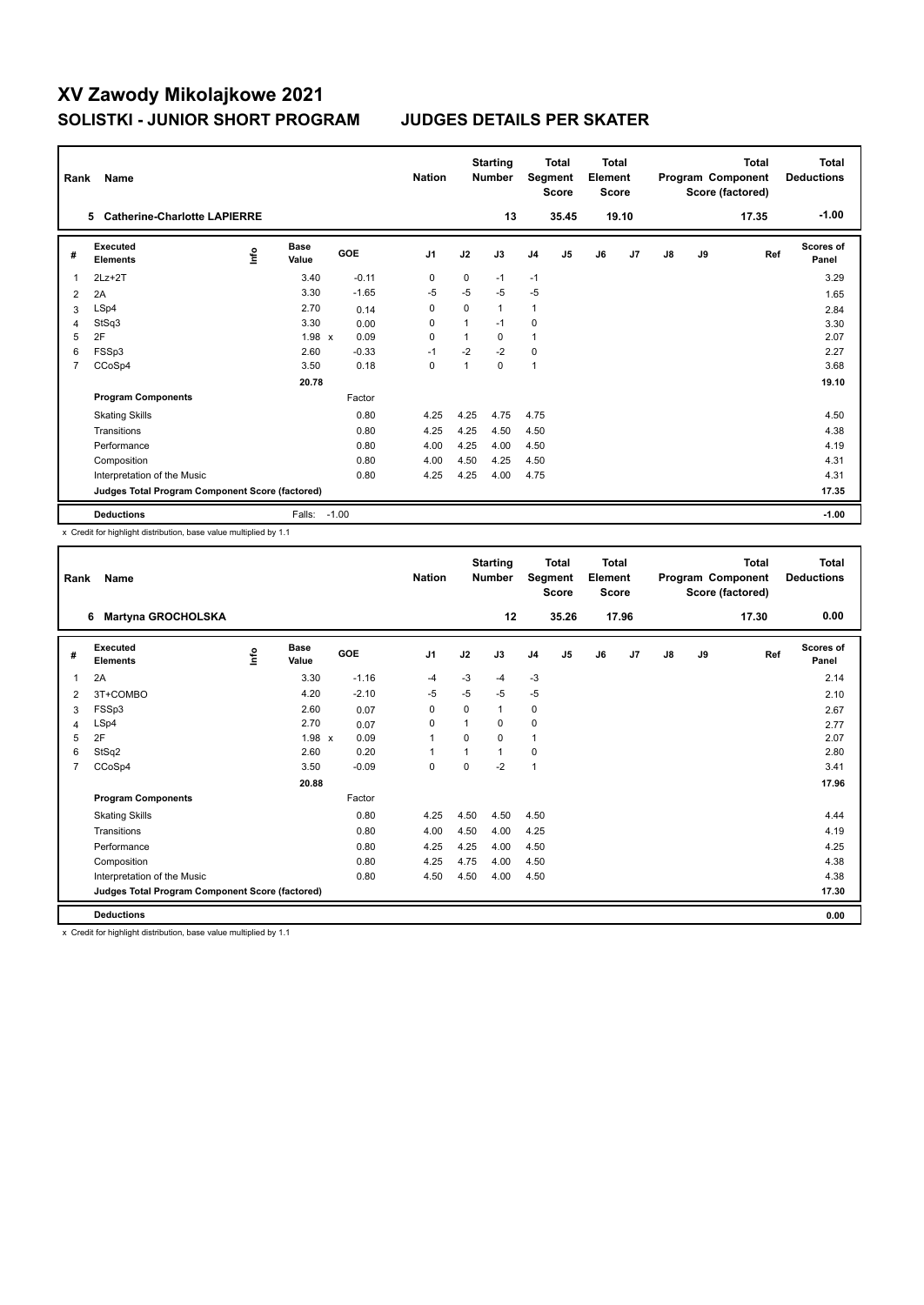# XV Zawody Mikolajkowe 2021

## SOLISTKI - JUNIOR SHORT PROGRAM JUDGES DETAILS PER SKATER

| Rank | Name | Nation | Starting Number | Total Segment Score | Total Element Score | Total Program Component Score (factored) | Total Deductions |
|---|---|---|---|---|---|---|---|
| 5 | Catherine-Charlotte LAPIERRE | | 13 | 35.45 | 19.10 | 17.35 | -1.00 |

| # | Executed Elements | Info | Base Value | GOE | J1 | J2 | J3 | J4 | J5 | J6 | J7 | J8 | J9 | Ref | Scores of Panel |
|---|---|---|---|---|---|---|---|---|---|---|---|---|---|---|---|
| 1 | 2Lz+2T | | 3.40 | -0.11 | 0 | 0 | -1 | -1 | | | | | | | 3.29 |
| 2 | 2A | | 3.30 | -1.65 | -5 | -5 | -5 | -5 | | | | | | | 1.65 |
| 3 | LSp4 | | 2.70 | 0.14 | 0 | 0 | 1 | 1 | | | | | | | 2.84 |
| 4 | StSq3 | | 3.30 | 0.00 | 0 | 1 | -1 | 0 | | | | | | | 3.30 |
| 5 | 2F | | 1.98 x | 0.09 | 0 | 1 | 0 | 1 | | | | | | | 2.07 |
| 6 | FSSp3 | | 2.60 | -0.33 | -1 | -2 | -2 | 0 | | | | | | | 2.27 |
| 7 | CCoSp4 | | 3.50 | 0.18 | 0 | 1 | 0 | 1 | | | | | | | 3.68 |
| | | | 20.78 | | | | | | | | | | | | 19.10 |
| | **Program Components** | | | Factor | | | | | | | | | | | |
| | Skating Skills | | | 0.80 | 4.25 | 4.25 | 4.75 | 4.75 | | | | | | | 4.50 |
| | Transitions | | | 0.80 | 4.25 | 4.25 | 4.50 | 4.50 | | | | | | | 4.38 |
| | Performance | | | 0.80 | 4.00 | 4.25 | 4.00 | 4.50 | | | | | | | 4.19 |
| | Composition | | | 0.80 | 4.00 | 4.50 | 4.25 | 4.50 | | | | | | | 4.31 |
| | Interpretation of the Music | | | 0.80 | 4.25 | 4.25 | 4.00 | 4.75 | | | | | | | 4.31 |
| | **Judges Total Program Component Score (factored)** | | | | | | | | | | | | | | 17.35 |
| | **Deductions** | | Falls: | -1.00 | | | | | | | | | | | -1.00 |

x Credit for highlight distribution, base value multiplied by 1.1

| Rank | Name | Nation | Starting Number | Total Segment Score | Total Element Score | Total Program Component Score (factored) | Total Deductions |
|---|---|---|---|---|---|---|---|
| 6 | Martyna GROCHOLSKA | | 12 | 35.26 | 17.96 | 17.30 | 0.00 |

| # | Executed Elements | Info | Base Value | GOE | J1 | J2 | J3 | J4 | J5 | J6 | J7 | J8 | J9 | Ref | Scores of Panel |
|---|---|---|---|---|---|---|---|---|---|---|---|---|---|---|---|
| 1 | 2A | | 3.30 | -1.16 | -4 | -3 | -4 | -3 | | | | | | | 2.14 |
| 2 | 3T+COMBO | | 4.20 | -2.10 | -5 | -5 | -5 | -5 | | | | | | | 2.10 |
| 3 | FSSp3 | | 2.60 | 0.07 | 0 | 0 | 1 | 0 | | | | | | | 2.67 |
| 4 | LSp4 | | 2.70 | 0.07 | 0 | 1 | 0 | 0 | | | | | | | 2.77 |
| 5 | 2F | | 1.98 x | 0.09 | 1 | 0 | 0 | 1 | | | | | | | 2.07 |
| 6 | StSq2 | | 2.60 | 0.20 | 1 | 1 | 1 | 0 | | | | | | | 2.80 |
| 7 | CCoSp4 | | 3.50 | -0.09 | 0 | 0 | -2 | 1 | | | | | | | 3.41 |
| | | | 20.88 | | | | | | | | | | | | 17.96 |
| | **Program Components** | | | Factor | | | | | | | | | | | |
| | Skating Skills | | | 0.80 | 4.25 | 4.50 | 4.50 | 4.50 | | | | | | | 4.44 |
| | Transitions | | | 0.80 | 4.00 | 4.50 | 4.00 | 4.25 | | | | | | | 4.19 |
| | Performance | | | 0.80 | 4.25 | 4.25 | 4.00 | 4.50 | | | | | | | 4.25 |
| | Composition | | | 0.80 | 4.25 | 4.75 | 4.00 | 4.50 | | | | | | | 4.38 |
| | Interpretation of the Music | | | 0.80 | 4.50 | 4.50 | 4.00 | 4.50 | | | | | | | 4.38 |
| | **Judges Total Program Component Score (factored)** | | | | | | | | | | | | | | 17.30 |
| | **Deductions** | | | | | | | | | | | | | | 0.00 |

x Credit for highlight distribution, base value multiplied by 1.1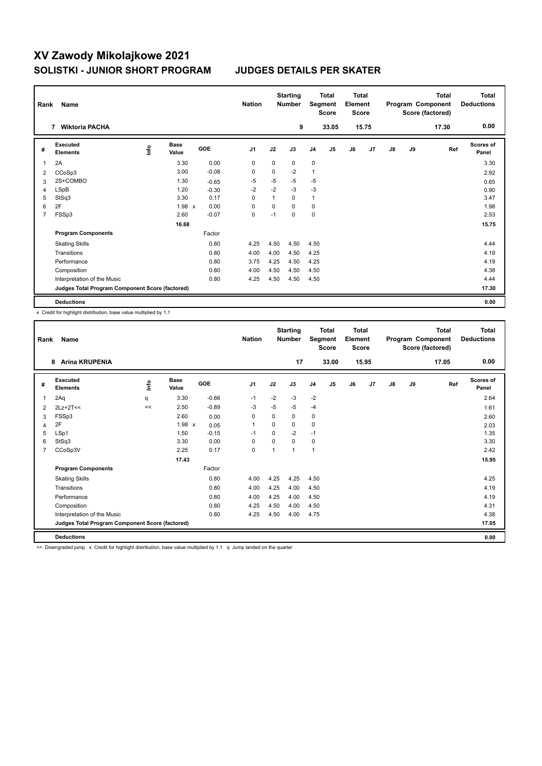# XV Zawody Mikolajkowe 2021

## SOLISTKI - JUNIOR SHORT PROGRAM JUDGES DETAILS PER SKATER

| Rank | Name | Nation | Starting Number | Total Segment Score | Total Element Score | Total Program Component Score (factored) | Total Deductions |
|---|---|---|---|---|---|---|---|
| 7 | Wiktoria PACHA | | 9 | 33.05 | 15.75 | 17.30 | 0.00 |

| # | Executed Elements | Info | Base Value | | GOE | J1 | J2 | J3 | J4 | J5 | J6 | J7 | J8 | J9 | Ref | Scores of Panel |
|---|---|---|---|---|---|---|---|---|---|---|---|---|---|---|---|---|
| 1 | 2A | | 3.30 | | 0.00 | 0 | 0 | 0 | 0 | | | | | | | 3.30 |
| 2 | CCoSp3 | | 3.00 | | -0.08 | 0 | 0 | -2 | 1 | | | | | | | 2.92 |
| 3 | 2S+COMBO | | 1.30 | | -0.65 | -5 | -5 | -5 | -5 | | | | | | | 0.65 |
| 4 | LSpB | | 1.20 | | -0.30 | -2 | -2 | -3 | -3 | | | | | | | 0.90 |
| 5 | StSq3 | | 3.30 | | 0.17 | 0 | 1 | 0 | 1 | | | | | | | 3.47 |
| 6 | 2F | | 1.98 | x | 0.00 | 0 | 0 | 0 | 0 | | | | | | | 1.98 |
| 7 | FSSp3 | | 2.60 | | -0.07 | 0 | -1 | 0 | 0 | | | | | | | 2.53 |
| | | | 16.68 | | | | | | | | | | | | | 15.75 |
| | **Program Components** | | | | Factor | | | | | | | | | | | |
| | Skating Skills | | | | 0.80 | 4.25 | 4.50 | 4.50 | 4.50 | | | | | | | 4.44 |
| | Transitions | | | | 0.80 | 4.00 | 4.00 | 4.50 | 4.25 | | | | | | | 4.19 |
| | Performance | | | | 0.80 | 3.75 | 4.25 | 4.50 | 4.25 | | | | | | | 4.19 |
| | Composition | | | | 0.80 | 4.00 | 4.50 | 4.50 | 4.50 | | | | | | | 4.38 |
| | Interpretation of the Music | | | | 0.80 | 4.25 | 4.50 | 4.50 | 4.50 | | | | | | | 4.44 |
| | **Judges Total Program Component Score (factored)** | | | | | | | | | | | | | | | 17.30 |
| | **Deductions** | | | | | | | | | | | | | | | 0.00 |

x Credit for highlight distribution, base value multiplied by 1.1

| Rank | Name | Nation | Starting Number | Total Segment Score | Total Element Score | Total Program Component Score (factored) | Total Deductions |
|---|---|---|---|---|---|---|---|
| 8 | Arina KRUPENIA | | 17 | 33.00 | 15.95 | 17.05 | 0.00 |

| # | Executed Elements | Info | Base Value | | GOE | J1 | J2 | J3 | J4 | J5 | J6 | J7 | J8 | J9 | Ref | Scores of Panel |
|---|---|---|---|---|---|---|---|---|---|---|---|---|---|---|---|---|
| 1 | 2Aq | q | 3.30 | | -0.66 | -1 | -2 | -3 | -2 | | | | | | | 2.64 |
| 2 | 2Lz+2T<< | << | 2.50 | | -0.89 | -3 | -5 | -5 | -4 | | | | | | | 1.61 |
| 3 | FSSp3 | | 2.60 | | 0.00 | 0 | 0 | 0 | 0 | | | | | | | 2.60 |
| 4 | 2F | | 1.98 | x | 0.05 | 1 | 0 | 0 | 0 | | | | | | | 2.03 |
| 5 | LSp1 | | 1.50 | | -0.15 | -1 | 0 | -2 | -1 | | | | | | | 1.35 |
| 6 | StSq3 | | 3.30 | | 0.00 | 0 | 0 | 0 | 0 | | | | | | | 3.30 |
| 7 | CCoSp3V | | 2.25 | | 0.17 | 0 | 1 | 1 | 1 | | | | | | | 2.42 |
| | | | 17.43 | | | | | | | | | | | | | 15.95 |
| | **Program Components** | | | | Factor | | | | | | | | | | | |
| | Skating Skills | | | | 0.80 | 4.00 | 4.25 | 4.25 | 4.50 | | | | | | | 4.25 |
| | Transitions | | | | 0.80 | 4.00 | 4.25 | 4.00 | 4.50 | | | | | | | 4.19 |
| | Performance | | | | 0.80 | 4.00 | 4.25 | 4.00 | 4.50 | | | | | | | 4.19 |
| | Composition | | | | 0.80 | 4.25 | 4.50 | 4.00 | 4.50 | | | | | | | 4.31 |
| | Interpretation of the Music | | | | 0.80 | 4.25 | 4.50 | 4.00 | 4.75 | | | | | | | 4.38 |
| | **Judges Total Program Component Score (factored)** | | | | | | | | | | | | | | | 17.05 |
| | **Deductions** | | | | | | | | | | | | | | | 0.00 |

<< Downgraded jump x Credit for highlight distribution, base value multiplied by 1.1 q Jump landed on the quarter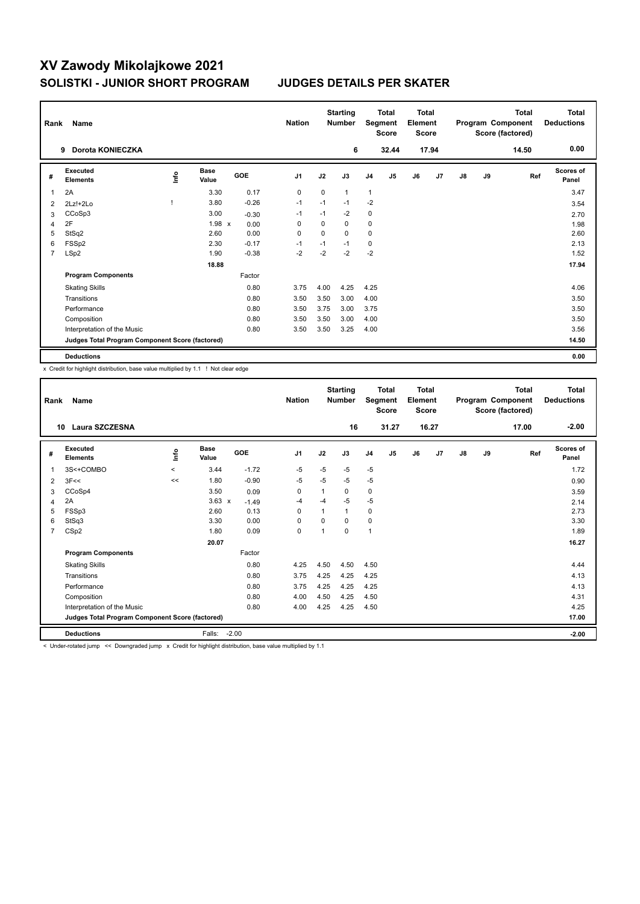# XV Zawody Mikolajkowe 2021

## SOLISTKI - JUNIOR SHORT PROGRAM    JUDGES DETAILS PER SKATER

| Rank | Name | Nation | Starting Number | Total Segment Score | Total Element Score | Total Program Component Score (factored) | Total Deductions |
|---|---|---|---|---|---|---|---|
| 9 | Dorota KONIECZKA | | 6 | 32.44 | 17.94 | 14.50 | 0.00 |

| # | Executed Elements | Info | Base Value | GOE | J1 | J2 | J3 | J4 | J5 | J6 | J7 | J8 | J9 | Ref | Scores of Panel |
|---|---|---|---|---|---|---|---|---|---|---|---|---|---|---|---|
| 1 | 2A | | 3.30 | 0.17 | 0 | 0 | 1 | 1 | | | | | | | 3.47 |
| 2 | 2Lz!+2Lo | ! | 3.80 | -0.26 | -1 | -1 | -1 | -2 | | | | | | | 3.54 |
| 3 | CCoSp3 | | 3.00 | -0.30 | -1 | -1 | -2 | 0 | | | | | | | 2.70 |
| 4 | 2F | | 1.98 x | 0.00 | 0 | 0 | 0 | 0 | | | | | | | 1.98 |
| 5 | StSq2 | | 2.60 | 0.00 | 0 | 0 | 0 | 0 | | | | | | | 2.60 |
| 6 | FSSp2 | | 2.30 | -0.17 | -1 | -1 | -1 | 0 | | | | | | | 2.13 |
| 7 | LSp2 | | 1.90 | -0.38 | -2 | -2 | -2 | -2 | | | | | | | 1.52 |
| | | | 18.88 | | | | | | | | | | | | 17.94 |
| | **Program Components** | | | Factor | | | | | | | | | | | |
| | Skating Skills | | | 0.80 | 3.75 | 4.00 | 4.25 | 4.25 | | | | | | | 4.06 |
| | Transitions | | | 0.80 | 3.50 | 3.50 | 3.00 | 4.00 | | | | | | | 3.50 |
| | Performance | | | 0.80 | 3.50 | 3.75 | 3.00 | 3.75 | | | | | | | 3.50 |
| | Composition | | | 0.80 | 3.50 | 3.50 | 3.00 | 4.00 | | | | | | | 3.50 |
| | Interpretation of the Music | | | 0.80 | 3.50 | 3.50 | 3.25 | 4.00 | | | | | | | 3.56 |
| | **Judges Total Program Component Score (factored)** | | | | | | | | | | | | | | 14.50 |
| | **Deductions** | | | | | | | | | | | | | | 0.00 |

x Credit for highlight distribution, base value multiplied by 1.1 ! Not clear edge

| Rank | Name | Nation | Starting Number | Total Segment Score | Total Element Score | Total Program Component Score (factored) | Total Deductions |
|---|---|---|---|---|---|---|---|
| 10 | Laura SZCZESNA | | 16 | 31.27 | 16.27 | 17.00 | -2.00 |

| # | Executed Elements | Info | Base Value | GOE | J1 | J2 | J3 | J4 | J5 | J6 | J7 | J8 | J9 | Ref | Scores of Panel |
|---|---|---|---|---|---|---|---|---|---|---|---|---|---|---|---|
| 1 | 3S<+COMBO | < | 3.44 | -1.72 | -5 | -5 | -5 | -5 | | | | | | | 1.72 |
| 2 | 3F<< | << | 1.80 | -0.90 | -5 | -5 | -5 | -5 | | | | | | | 0.90 |
| 3 | CCoSp4 | | 3.50 | 0.09 | 0 | 1 | 0 | 0 | | | | | | | 3.59 |
| 4 | 2A | | 3.63 x | -1.49 | -4 | -4 | -5 | -5 | | | | | | | 2.14 |
| 5 | FSSp3 | | 2.60 | 0.13 | 0 | 1 | 1 | 0 | | | | | | | 2.73 |
| 6 | StSq3 | | 3.30 | 0.00 | 0 | 0 | 0 | 0 | | | | | | | 3.30 |
| 7 | CSp2 | | 1.80 | 0.09 | 0 | 1 | 0 | 1 | | | | | | | 1.89 |
| | | | 20.07 | | | | | | | | | | | | 16.27 |
| | **Program Components** | | | Factor | | | | | | | | | | | |
| | Skating Skills | | | 0.80 | 4.25 | 4.50 | 4.50 | 4.50 | | | | | | | 4.44 |
| | Transitions | | | 0.80 | 3.75 | 4.25 | 4.25 | 4.25 | | | | | | | 4.13 |
| | Performance | | | 0.80 | 3.75 | 4.25 | 4.25 | 4.25 | | | | | | | 4.13 |
| | Composition | | | 0.80 | 4.00 | 4.50 | 4.25 | 4.50 | | | | | | | 4.31 |
| | Interpretation of the Music | | | 0.80 | 4.00 | 4.25 | 4.25 | 4.50 | | | | | | | 4.25 |
| | **Judges Total Program Component Score (factored)** | | | | | | | | | | | | | | 17.00 |
| | **Deductions** | | Falls: | -2.00 | | | | | | | | | | | -2.00 |

< Under-rotated jump << Downgraded jump x Credit for highlight distribution, base value multiplied by 1.1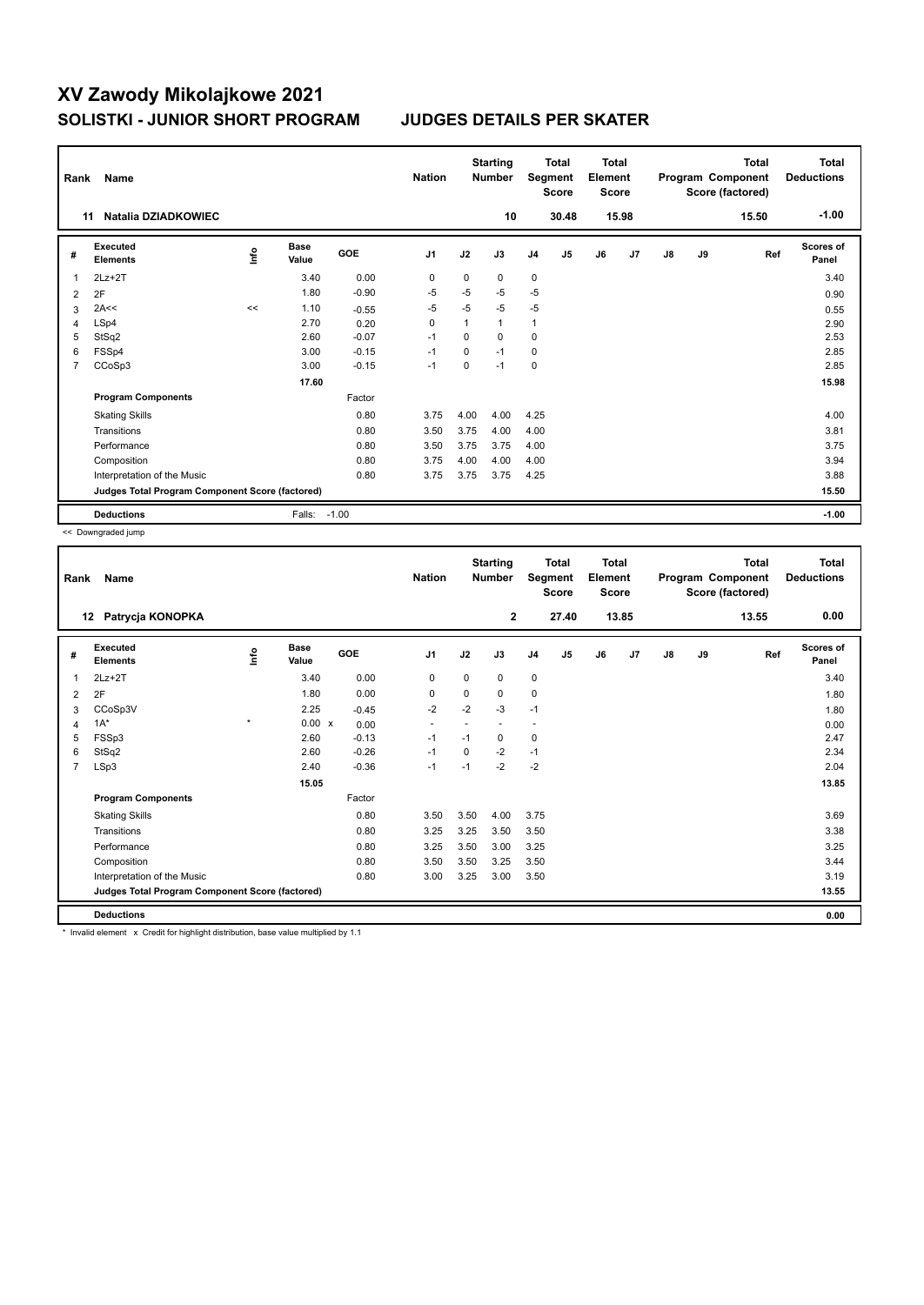# XV Zawody Mikolajkowe 2021

## SOLISTKI - JUNIOR SHORT PROGRAM JUDGES DETAILS PER SKATER

| Rank | Name | Nation | Starting Number | Total Segment Score | Total Element Score | Total Program Component Score (factored) | Total Deductions |
|---|---|---|---|---|---|---|---|
| 11 | Natalia DZIADKOWIEC | | 10 | 30.48 | 15.98 | 15.50 | -1.00 |

| # | Executed Elements | Info | Base Value | GOE | J1 | J2 | J3 | J4 | J5 | J6 | J7 | J8 | J9 | Ref | Scores of Panel |
|---|---|---|---|---|---|---|---|---|---|---|---|---|---|---|---|
| 1 | 2Lz+2T | | 3.40 | 0.00 | 0 | 0 | 0 | 0 | | | | | | | 3.40 |
| 2 | 2F | | 1.80 | -0.90 | -5 | -5 | -5 | -5 | | | | | | | 0.90 |
| 3 | 2A<< | << | 1.10 | -0.55 | -5 | -5 | -5 | -5 | | | | | | | 0.55 |
| 4 | LSp4 | | 2.70 | 0.20 | 0 | 1 | 1 | 1 | | | | | | | 2.90 |
| 5 | StSq2 | | 2.60 | -0.07 | -1 | 0 | 0 | 0 | | | | | | | 2.53 |
| 6 | FSSp4 | | 3.00 | -0.15 | -1 | 0 | -1 | 0 | | | | | | | 2.85 |
| 7 | CCoSp3 | | 3.00 | -0.15 | -1 | 0 | -1 | 0 | | | | | | | 2.85 |
| | | | 17.60 | | | | | | | | | | | | 15.98 |
| | **Program Components** | | | Factor | | | | | | | | | | | |
| | Skating Skills | | | 0.80 | 3.75 | 4.00 | 4.00 | 4.25 | | | | | | | 4.00 |
| | Transitions | | | 0.80 | 3.50 | 3.75 | 4.00 | 4.00 | | | | | | | 3.81 |
| | Performance | | | 0.80 | 3.50 | 3.75 | 3.75 | 4.00 | | | | | | | 3.75 |
| | Composition | | | 0.80 | 3.75 | 4.00 | 4.00 | 4.00 | | | | | | | 3.94 |
| | Interpretation of the Music | | | 0.80 | 3.75 | 3.75 | 3.75 | 4.25 | | | | | | | 3.88 |
| | **Judges Total Program Component Score (factored)** | | | | | | | | | | | | | | 15.50 |
| | **Deductions** | | Falls: | -1.00 | | | | | | | | | | | -1.00 |

<< Downgraded jump

| Rank | Name | Nation | Starting Number | Total Segment Score | Total Element Score | Total Program Component Score (factored) | Total Deductions |
|---|---|---|---|---|---|---|---|
| 12 | Patrycja KONOPKA | | 2 | 27.40 | 13.85 | 13.55 | 0.00 |

| # | Executed Elements | Info | Base Value | GOE | J1 | J2 | J3 | J4 | J5 | J6 | J7 | J8 | J9 | Ref | Scores of Panel |
|---|---|---|---|---|---|---|---|---|---|---|---|---|---|---|---|
| 1 | 2Lz+2T | | 3.40 | 0.00 | 0 | 0 | 0 | 0 | | | | | | | 3.40 |
| 2 | 2F | | 1.80 | 0.00 | 0 | 0 | 0 | 0 | | | | | | | 1.80 |
| 3 | CCoSp3V | | 2.25 | -0.45 | -2 | -2 | -3 | -1 | | | | | | | 1.80 |
| 4 | 1A* | * | 0.00 x | 0.00 | - | - | - | - | | | | | | | 0.00 |
| 5 | FSSp3 | | 2.60 | -0.13 | -1 | -1 | 0 | 0 | | | | | | | 2.47 |
| 6 | StSq2 | | 2.60 | -0.26 | -1 | 0 | -2 | -1 | | | | | | | 2.34 |
| 7 | LSp3 | | 2.40 | -0.36 | -1 | -1 | -2 | -2 | | | | | | | 2.04 |
| | | | 15.05 | | | | | | | | | | | | 13.85 |
| | **Program Components** | | | Factor | | | | | | | | | | | |
| | Skating Skills | | | 0.80 | 3.50 | 3.50 | 4.00 | 3.75 | | | | | | | 3.69 |
| | Transitions | | | 0.80 | 3.25 | 3.25 | 3.50 | 3.50 | | | | | | | 3.38 |
| | Performance | | | 0.80 | 3.25 | 3.50 | 3.00 | 3.25 | | | | | | | 3.25 |
| | Composition | | | 0.80 | 3.50 | 3.50 | 3.25 | 3.50 | | | | | | | 3.44 |
| | Interpretation of the Music | | | 0.80 | 3.00 | 3.25 | 3.00 | 3.50 | | | | | | | 3.19 |
| | **Judges Total Program Component Score (factored)** | | | | | | | | | | | | | | 13.55 |
| | **Deductions** | | | | | | | | | | | | | | 0.00 |

\* Invalid element x Credit for highlight distribution, base value multiplied by 1.1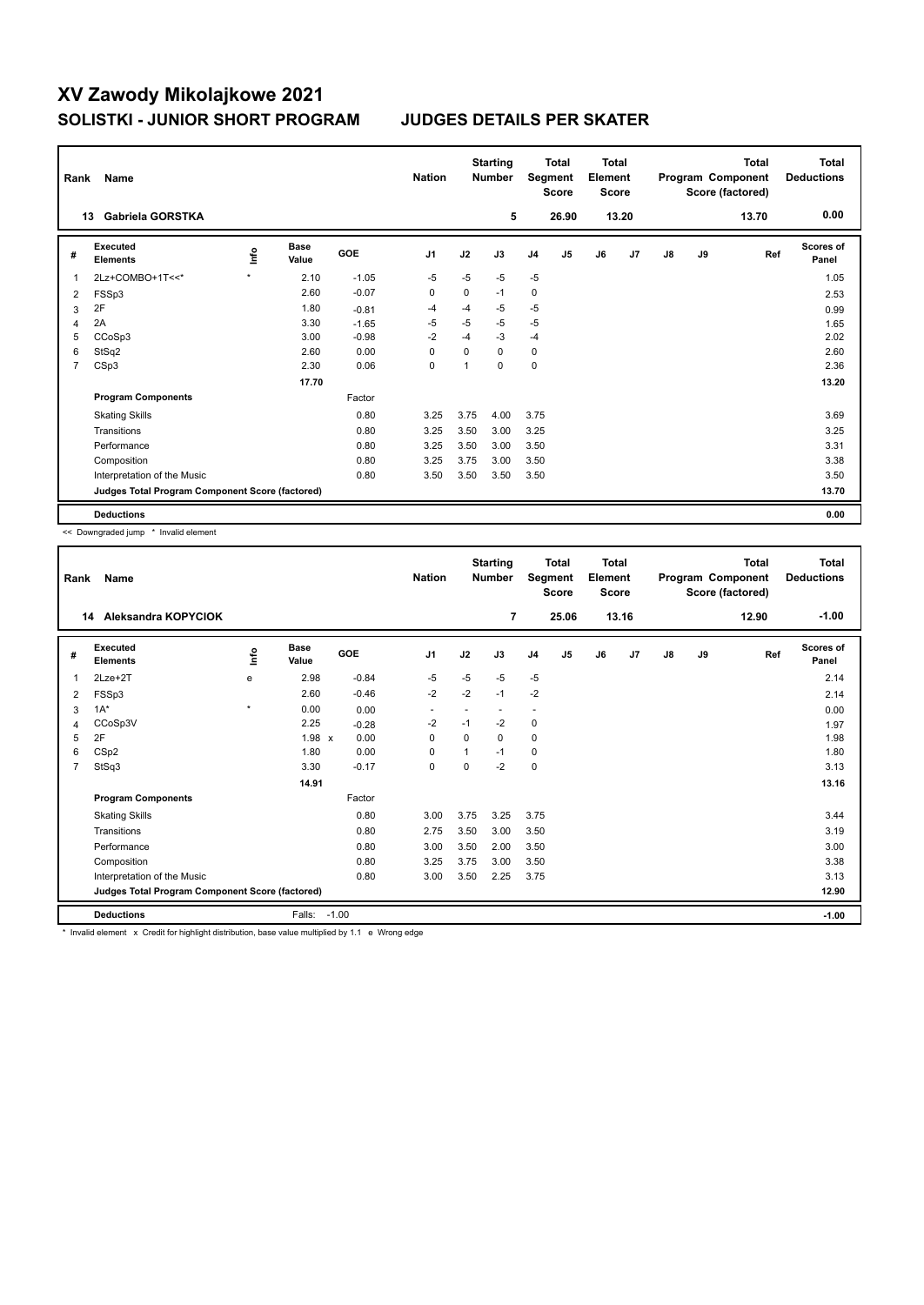# XV Zawody Mikolajkowe 2021

## SOLISTKI - JUNIOR SHORT PROGRAM JUDGES DETAILS PER SKATER

| Rank | Name | Nation | Starting Number | Total Segment Score | Total Element Score | Total Program Component Score (factored) | Total Deductions |
|---|---|---|---|---|---|---|---|
| 13 | Gabriela GORSTKA | | 5 | 26.90 | 13.20 | 13.70 | 0.00 |

| # | Executed Elements | Info | Base Value | GOE | J1 | J2 | J3 | J4 | J5 | J6 | J7 | J8 | J9 | Ref | Scores of Panel |
|---|---|---|---|---|---|---|---|---|---|---|---|---|---|---|---|
| 1 | 2Lz+COMBO+1T<<* | * | 2.10 | -1.05 | -5 | -5 | -5 | -5 | | | | | | | 1.05 |
| 2 | FSSp3 | | 2.60 | -0.07 | 0 | 0 | -1 | 0 | | | | | | | 2.53 |
| 3 | 2F | | 1.80 | -0.81 | -4 | -4 | -5 | -5 | | | | | | | 0.99 |
| 4 | 2A | | 3.30 | -1.65 | -5 | -5 | -5 | -5 | | | | | | | 1.65 |
| 5 | CCoSp3 | | 3.00 | -0.98 | -2 | -4 | -3 | -4 | | | | | | | 2.02 |
| 6 | StSq2 | | 2.60 | 0.00 | 0 | 0 | 0 | 0 | | | | | | | 2.60 |
| 7 | CSp3 | | 2.30 | 0.06 | 0 | 1 | 0 | 0 | | | | | | | 2.36 |
| | | | 17.70 | | | | | | | | | | | | 13.20 |
| | **Program Components** | | | Factor | | | | | | | | | | | |
| | Skating Skills | | | 0.80 | 3.25 | 3.75 | 4.00 | 3.75 | | | | | | | 3.69 |
| | Transitions | | | 0.80 | 3.25 | 3.50 | 3.00 | 3.25 | | | | | | | 3.25 |
| | Performance | | | 0.80 | 3.25 | 3.50 | 3.00 | 3.50 | | | | | | | 3.31 |
| | Composition | | | 0.80 | 3.25 | 3.75 | 3.00 | 3.50 | | | | | | | 3.38 |
| | Interpretation of the Music | | | 0.80 | 3.50 | 3.50 | 3.50 | 3.50 | | | | | | | 3.50 |
| | **Judges Total Program Component Score (factored)** | | | | | | | | | | | | | | 13.70 |
| | **Deductions** | | | | | | | | | | | | | | 0.00 |

<< Downgraded jump * Invalid element

| Rank | Name | Nation | Starting Number | Total Segment Score | Total Element Score | Total Program Component Score (factored) | Total Deductions |
|---|---|---|---|---|---|---|---|
| 14 | Aleksandra KOPYCIOK | | 7 | 25.06 | 13.16 | 12.90 | -1.00 |

| # | Executed Elements | Info | Base Value | GOE | J1 | J2 | J3 | J4 | J5 | J6 | J7 | J8 | J9 | Ref | Scores of Panel |
|---|---|---|---|---|---|---|---|---|---|---|---|---|---|---|---|
| 1 | 2Lze+2T | e | 2.98 | -0.84 | -5 | -5 | -5 | -5 | | | | | | | 2.14 |
| 2 | FSSp3 | | 2.60 | -0.46 | -2 | -2 | -1 | -2 | | | | | | | 2.14 |
| 3 | 1A* | * | 0.00 | 0.00 | - | - | - | - | | | | | | | 0.00 |
| 4 | CCoSp3V | | 2.25 | -0.28 | -2 | -1 | -2 | 0 | | | | | | | 1.97 |
| 5 | 2F | | 1.98 x | 0.00 | 0 | 0 | 0 | 0 | | | | | | | 1.98 |
| 6 | CSp2 | | 1.80 | 0.00 | 0 | 1 | -1 | 0 | | | | | | | 1.80 |
| 7 | StSq3 | | 3.30 | -0.17 | 0 | 0 | -2 | 0 | | | | | | | 3.13 |
| | | | 14.91 | | | | | | | | | | | | 13.16 |
| | **Program Components** | | | Factor | | | | | | | | | | | |
| | Skating Skills | | | 0.80 | 3.00 | 3.75 | 3.25 | 3.75 | | | | | | | 3.44 |
| | Transitions | | | 0.80 | 2.75 | 3.50 | 3.00 | 3.50 | | | | | | | 3.19 |
| | Performance | | | 0.80 | 3.00 | 3.50 | 2.00 | 3.50 | | | | | | | 3.00 |
| | Composition | | | 0.80 | 3.25 | 3.75 | 3.00 | 3.50 | | | | | | | 3.38 |
| | Interpretation of the Music | | | 0.80 | 3.00 | 3.50 | 2.25 | 3.75 | | | | | | | 3.13 |
| | **Judges Total Program Component Score (factored)** | | | | | | | | | | | | | | 12.90 |
| | **Deductions** | | Falls: -1.00 | | | | | | | | | | | | -1.00 |

* Invalid element x Credit for highlight distribution, base value multiplied by 1.1 e Wrong edge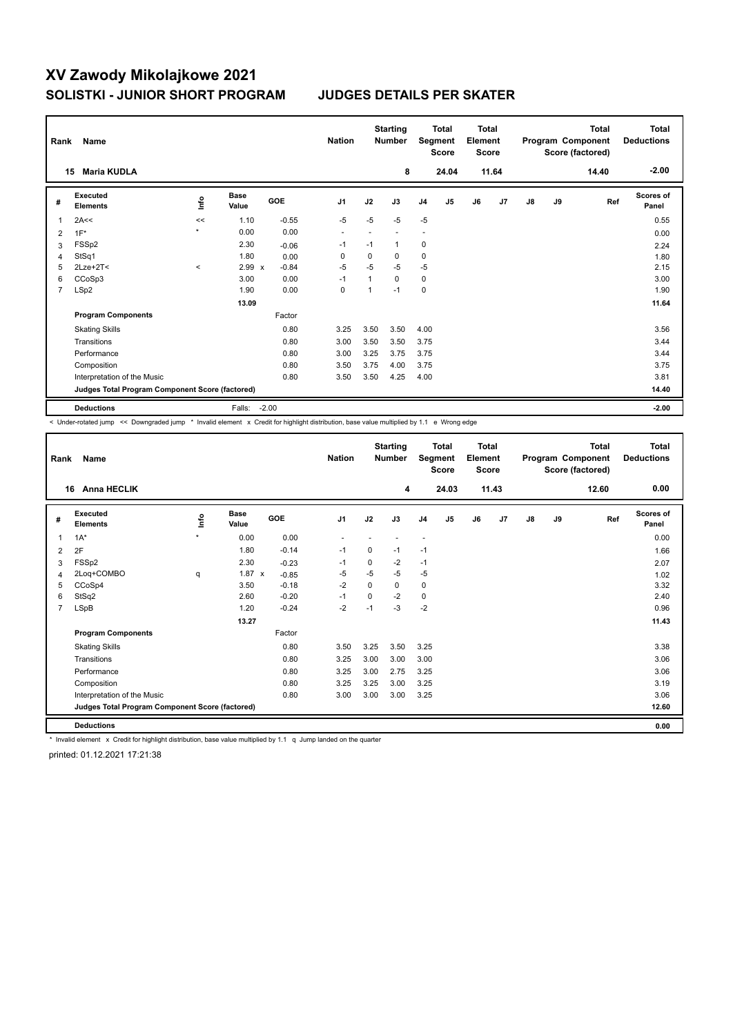# XV Zawody Mikolajkowe 2021

## SOLISTKI - JUNIOR SHORT PROGRAM JUDGES DETAILS PER SKATER

| Rank | Name | Nation | Starting Number | Total Segment Score | Total Element Score | Total Program Component Score (factored) | Total Deductions |
|---|---|---|---|---|---|---|---|
| 15 | Maria KUDLA | | 8 | 24.04 | 11.64 | 14.40 | -2.00 |

| # | Executed Elements | Info | Base Value | | GOE | J1 | J2 | J3 | J4 | J5 | J6 | J7 | J8 | J9 | Ref | Scores of Panel |
|---|---|---|---|---|---|---|---|---|---|---|---|---|---|---|---|---|
| 1 | 2A<< | << | 1.10 | | -0.55 | -5 | -5 | -5 | -5 | | | | | | | 0.55 |
| 2 | 1F* | * | 0.00 | | 0.00 | - | - | - | - | | | | | | | 0.00 |
| 3 | FSSp2 | | 2.30 | | -0.06 | -1 | -1 | 1 | 0 | | | | | | | 2.24 |
| 4 | StSq1 | | 1.80 | | 0.00 | 0 | 0 | 0 | 0 | | | | | | | 1.80 |
| 5 | 2Lze+2T< | < | 2.99 | x | -0.84 | -5 | -5 | -5 | -5 | | | | | | | 2.15 |
| 6 | CCoSp3 | | 3.00 | | 0.00 | -1 | 1 | 0 | 0 | | | | | | | 3.00 |
| 7 | LSp2 | | 1.90 | | 0.00 | 0 | 1 | -1 | 0 | | | | | | | 1.90 |
| | | | 13.09 | | | | | | | | | | | | | 11.64 |

| Program Components | Factor | J1 | J2 | J3 | J4 | J5 | J6 | J7 | J8 | J9 | | Scores of Panel |
|---|---|---|---|---|---|---|---|---|---|---|---|---|
| Skating Skills | 0.80 | 3.25 | 3.50 | 3.50 | 4.00 | | | | | | | 3.56 |
| Transitions | 0.80 | 3.00 | 3.50 | 3.50 | 3.75 | | | | | | | 3.44 |
| Performance | 0.80 | 3.00 | 3.25 | 3.75 | 3.75 | | | | | | | 3.44 |
| Composition | 0.80 | 3.50 | 3.75 | 4.00 | 3.75 | | | | | | | 3.75 |
| Interpretation of the Music | 0.80 | 3.50 | 3.50 | 4.25 | 4.00 | | | | | | | 3.81 |
| Judges Total Program Component Score (factored) | | | | | | | | | | | | 14.40 |

**Deductions** Falls: -2.00 — **-2.00**

< Under-rotated jump << Downgraded jump * Invalid element x Credit for highlight distribution, base value multiplied by 1.1 e Wrong edge

| Rank | Name | Nation | Starting Number | Total Segment Score | Total Element Score | Total Program Component Score (factored) | Total Deductions |
|---|---|---|---|---|---|---|---|
| 16 | Anna HECLIK | | 4 | 24.03 | 11.43 | 12.60 | 0.00 |

| # | Executed Elements | Info | Base Value | | GOE | J1 | J2 | J3 | J4 | J5 | J6 | J7 | J8 | J9 | Ref | Scores of Panel |
|---|---|---|---|---|---|---|---|---|---|---|---|---|---|---|---|---|
| 1 | 1A* | * | 0.00 | | 0.00 | - | - | - | - | | | | | | | 0.00 |
| 2 | 2F | | 1.80 | | -0.14 | -1 | 0 | -1 | -1 | | | | | | | 1.66 |
| 3 | FSSp2 | | 2.30 | | -0.23 | -1 | 0 | -2 | -1 | | | | | | | 2.07 |
| 4 | 2Loq+COMBO | q | 1.87 | x | -0.85 | -5 | -5 | -5 | -5 | | | | | | | 1.02 |
| 5 | CCoSp4 | | 3.50 | | -0.18 | -2 | 0 | 0 | 0 | | | | | | | 3.32 |
| 6 | StSq2 | | 2.60 | | -0.20 | -1 | 0 | -2 | 0 | | | | | | | 2.40 |
| 7 | LSpB | | 1.20 | | -0.24 | -2 | -1 | -3 | -2 | | | | | | | 0.96 |
| | | | 13.27 | | | | | | | | | | | | | 11.43 |

| Program Components | Factor | J1 | J2 | J3 | J4 | J5 | J6 | J7 | J8 | J9 | | Scores of Panel |
|---|---|---|---|---|---|---|---|---|---|---|---|---|
| Skating Skills | 0.80 | 3.50 | 3.25 | 3.50 | 3.25 | | | | | | | 3.38 |
| Transitions | 0.80 | 3.25 | 3.00 | 3.00 | 3.00 | | | | | | | 3.06 |
| Performance | 0.80 | 3.25 | 3.00 | 2.75 | 3.25 | | | | | | | 3.06 |
| Composition | 0.80 | 3.25 | 3.25 | 3.00 | 3.25 | | | | | | | 3.19 |
| Interpretation of the Music | 0.80 | 3.00 | 3.00 | 3.00 | 3.25 | | | | | | | 3.06 |
| Judges Total Program Component Score (factored) | | | | | | | | | | | | 12.60 |

**Deductions** — **0.00**

* Invalid element x Credit for highlight distribution, base value multiplied by 1.1 q Jump landed on the quarter

printed: 01.12.2021 17:21:38